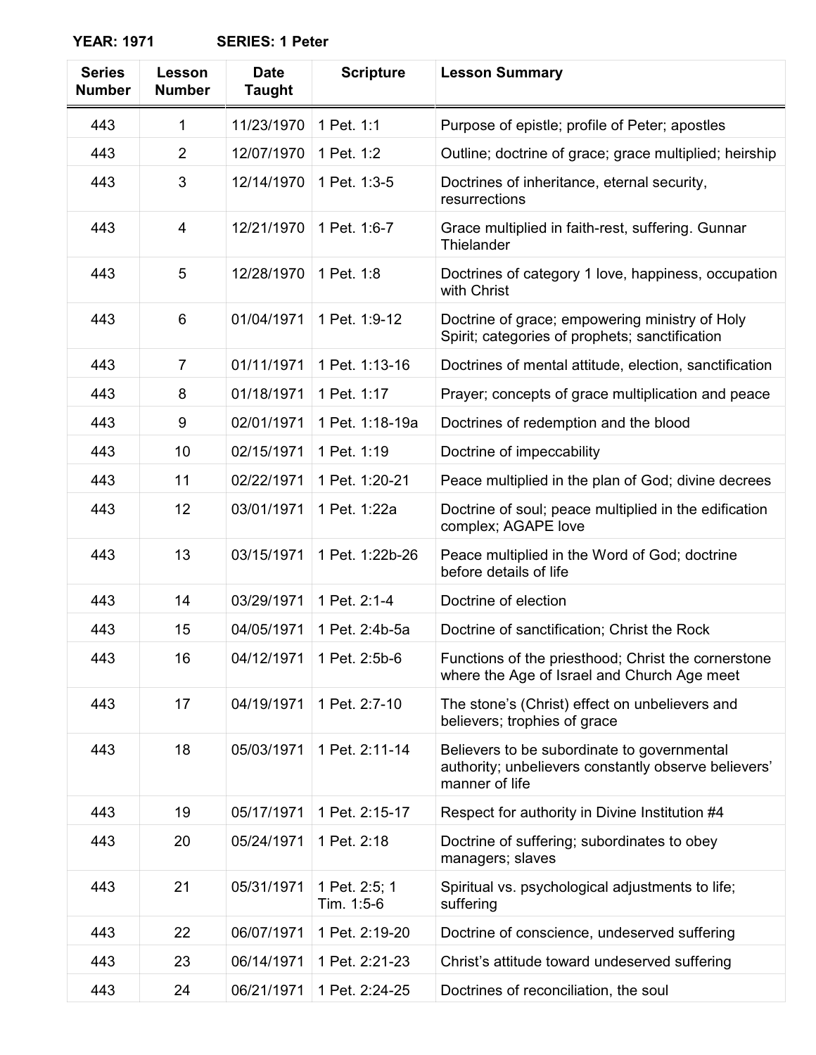**YEAR: 1971 SERIES: 1 Peter**

| Series Number | Lesson Number | Date Taught | Scripture | Lesson Summary |
|---|---|---|---|---|
| 443 | 1 | 11/23/1970 | 1 Pet. 1:1 | Purpose of epistle; profile of Peter; apostles |
| 443 | 2 | 12/07/1970 | 1 Pet. 1:2 | Outline; doctrine of grace; grace multiplied; heirship |
| 443 | 3 | 12/14/1970 | 1 Pet. 1:3-5 | Doctrines of inheritance, eternal security, resurrections |
| 443 | 4 | 12/21/1970 | 1 Pet. 1:6-7 | Grace multiplied in faith-rest, suffering. Gunnar Thielander |
| 443 | 5 | 12/28/1970 | 1 Pet. 1:8 | Doctrines of category 1 love, happiness, occupation with Christ |
| 443 | 6 | 01/04/1971 | 1 Pet. 1:9-12 | Doctrine of grace; empowering ministry of Holy Spirit; categories of prophets; sanctification |
| 443 | 7 | 01/11/1971 | 1 Pet. 1:13-16 | Doctrines of mental attitude, election, sanctification |
| 443 | 8 | 01/18/1971 | 1 Pet. 1:17 | Prayer; concepts of grace multiplication and peace |
| 443 | 9 | 02/01/1971 | 1 Pet. 1:18-19a | Doctrines of redemption and the blood |
| 443 | 10 | 02/15/1971 | 1 Pet. 1:19 | Doctrine of impeccability |
| 443 | 11 | 02/22/1971 | 1 Pet. 1:20-21 | Peace multiplied in the plan of God; divine decrees |
| 443 | 12 | 03/01/1971 | 1 Pet. 1:22a | Doctrine of soul; peace multiplied in the edification complex; AGAPE love |
| 443 | 13 | 03/15/1971 | 1 Pet. 1:22b-26 | Peace multiplied in the Word of God; doctrine before details of life |
| 443 | 14 | 03/29/1971 | 1 Pet. 2:1-4 | Doctrine of election |
| 443 | 15 | 04/05/1971 | 1 Pet. 2:4b-5a | Doctrine of sanctification; Christ the Rock |
| 443 | 16 | 04/12/1971 | 1 Pet. 2:5b-6 | Functions of the priesthood; Christ the cornerstone where the Age of Israel and Church Age meet |
| 443 | 17 | 04/19/1971 | 1 Pet. 2:7-10 | The stone's (Christ) effect on unbelievers and believers; trophies of grace |
| 443 | 18 | 05/03/1971 | 1 Pet. 2:11-14 | Believers to be subordinate to governmental authority; unbelievers constantly observe believers' manner of life |
| 443 | 19 | 05/17/1971 | 1 Pet. 2:15-17 | Respect for authority in Divine Institution #4 |
| 443 | 20 | 05/24/1971 | 1 Pet. 2:18 | Doctrine of suffering; subordinates to obey managers; slaves |
| 443 | 21 | 05/31/1971 | 1 Pet. 2:5; 1 Tim. 1:5-6 | Spiritual vs. psychological adjustments to life; suffering |
| 443 | 22 | 06/07/1971 | 1 Pet. 2:19-20 | Doctrine of conscience, undeserved suffering |
| 443 | 23 | 06/14/1971 | 1 Pet. 2:21-23 | Christ's attitude toward undeserved suffering |
| 443 | 24 | 06/21/1971 | 1 Pet. 2:24-25 | Doctrines of reconciliation, the soul |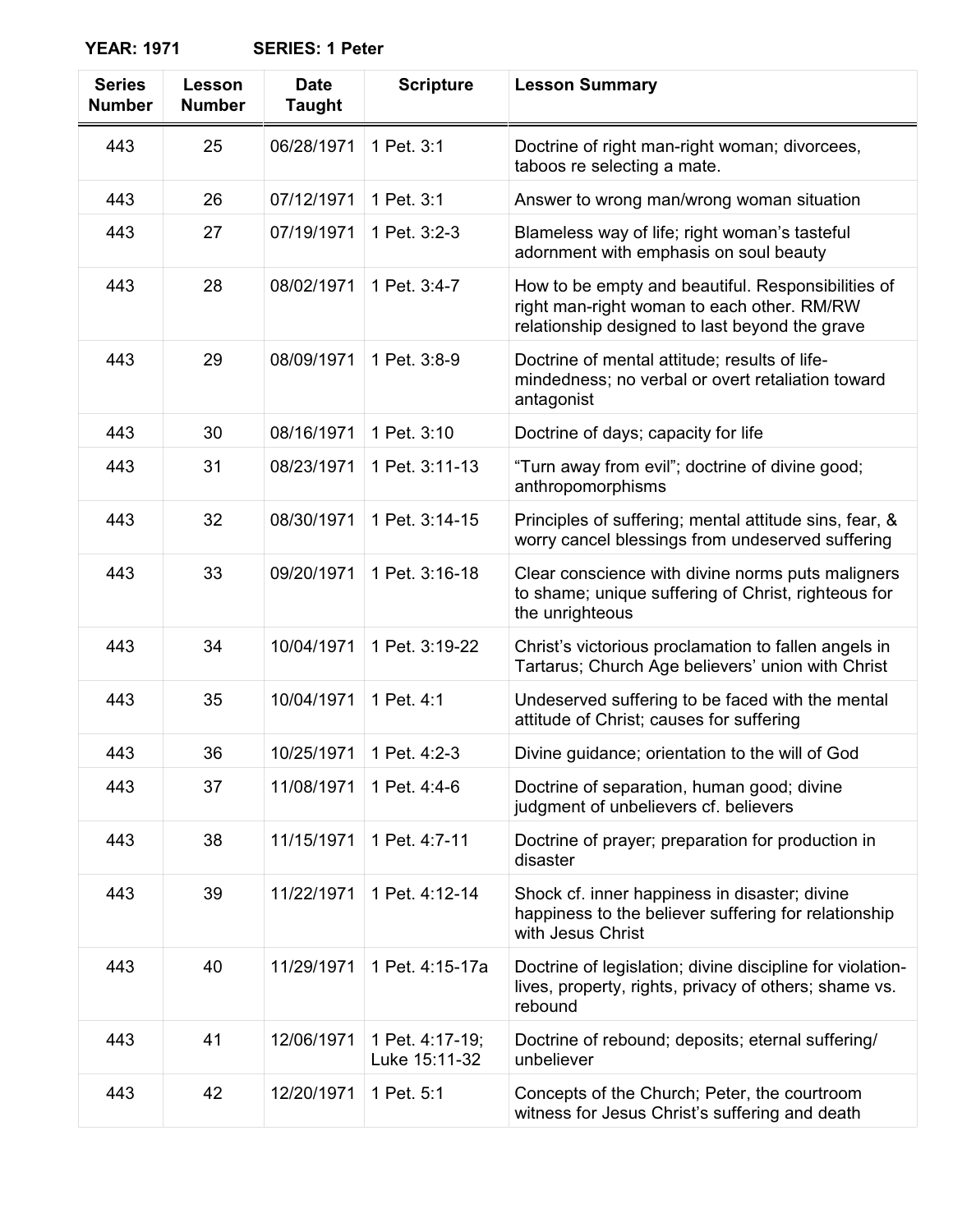**YEAR: 1971 SERIES: 1 Peter**

| Series Number | Lesson Number | Date Taught | Scripture | Lesson Summary |
|---|---|---|---|---|
| 443 | 25 | 06/28/1971 | 1 Pet. 3:1 | Doctrine of right man-right woman; divorcees, taboos re selecting a mate. |
| 443 | 26 | 07/12/1971 | 1 Pet. 3:1 | Answer to wrong man/wrong woman situation |
| 443 | 27 | 07/19/1971 | 1 Pet. 3:2-3 | Blameless way of life; right woman's tasteful adornment with emphasis on soul beauty |
| 443 | 28 | 08/02/1971 | 1 Pet. 3:4-7 | How to be empty and beautiful. Responsibilities of right man-right woman to each other. RM/RW relationship designed to last beyond the grave |
| 443 | 29 | 08/09/1971 | 1 Pet. 3:8-9 | Doctrine of mental attitude; results of life-mindedness; no verbal or overt retaliation toward antagonist |
| 443 | 30 | 08/16/1971 | 1 Pet. 3:10 | Doctrine of days; capacity for life |
| 443 | 31 | 08/23/1971 | 1 Pet. 3:11-13 | "Turn away from evil"; doctrine of divine good; anthropomorphisms |
| 443 | 32 | 08/30/1971 | 1 Pet. 3:14-15 | Principles of suffering; mental attitude sins, fear, & worry cancel blessings from undeserved suffering |
| 443 | 33 | 09/20/1971 | 1 Pet. 3:16-18 | Clear conscience with divine norms puts maligners to shame; unique suffering of Christ, righteous for the unrighteous |
| 443 | 34 | 10/04/1971 | 1 Pet. 3:19-22 | Christ's victorious proclamation to fallen angels in Tartarus; Church Age believers' union with Christ |
| 443 | 35 | 10/04/1971 | 1 Pet. 4:1 | Undeserved suffering to be faced with the mental attitude of Christ; causes for suffering |
| 443 | 36 | 10/25/1971 | 1 Pet. 4:2-3 | Divine guidance; orientation to the will of God |
| 443 | 37 | 11/08/1971 | 1 Pet. 4:4-6 | Doctrine of separation, human good; divine judgment of unbelievers cf. believers |
| 443 | 38 | 11/15/1971 | 1 Pet. 4:7-11 | Doctrine of prayer; preparation for production in disaster |
| 443 | 39 | 11/22/1971 | 1 Pet. 4:12-14 | Shock cf. inner happiness in disaster; divine happiness to the believer suffering for relationship with Jesus Christ |
| 443 | 40 | 11/29/1971 | 1 Pet. 4:15-17a | Doctrine of legislation; divine discipline for violation-lives, property, rights, privacy of others; shame vs. rebound |
| 443 | 41 | 12/06/1971 | 1 Pet. 4:17-19; Luke 15:11-32 | Doctrine of rebound; deposits; eternal suffering/ unbeliever |
| 443 | 42 | 12/20/1971 | 1 Pet. 5:1 | Concepts of the Church; Peter, the courtroom witness for Jesus Christ's suffering and death |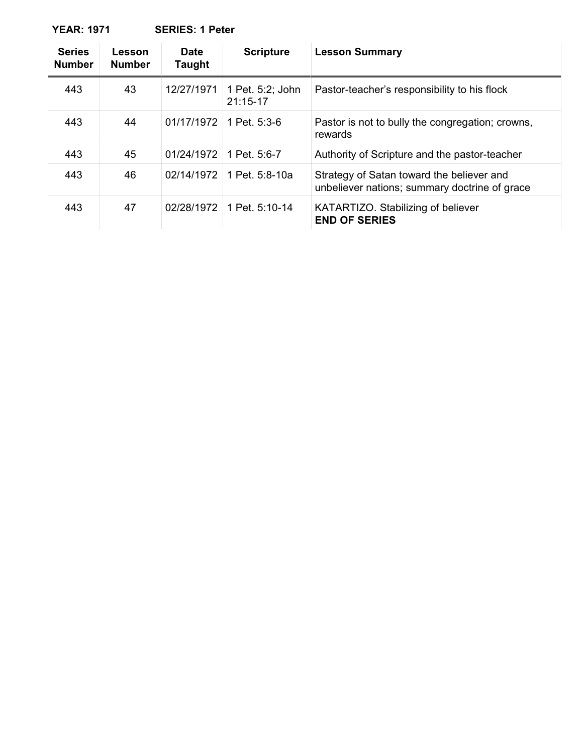**YEAR: 1971 SERIES: 1 Peter**

| Series Number | Lesson Number | Date Taught | Scripture | Lesson Summary |
|---|---|---|---|---|
| 443 | 43 | 12/27/1971 | 1 Pet. 5:2; John 21:15-17 | Pastor-teacher's responsibility to his flock |
| 443 | 44 | 01/17/1972 | 1 Pet. 5:3-6 | Pastor is not to bully the congregation; crowns, rewards |
| 443 | 45 | 01/24/1972 | 1 Pet. 5:6-7 | Authority of Scripture and the pastor-teacher |
| 443 | 46 | 02/14/1972 | 1 Pet. 5:8-10a | Strategy of Satan toward the believer and unbeliever nations; summary doctrine of grace |
| 443 | 47 | 02/28/1972 | 1 Pet. 5:10-14 | KATARTIZO. Stabilizing of believer **END OF SERIES** |